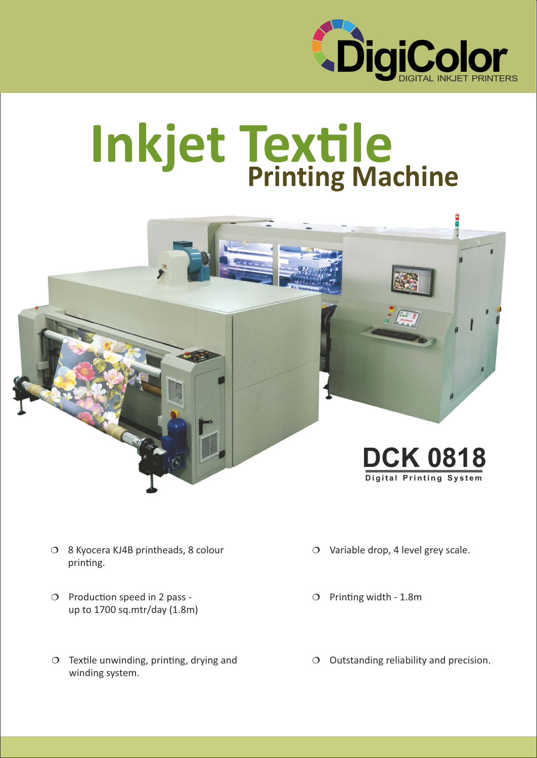DigiColor
DIGITAL INKJET PRINTERS

# Inkjet Textile Printing Machine

## DCK 0818

**Digital Printing System**

- 8 Kyocera KJ4B printheads, 8 colour printing.
- Variable drop, 4 level grey scale.
- Production speed in 2 pass - up to 1700 sq.mtr/day (1.8m)
- Printing width - 1.8m
- Textile unwinding, printing, drying and winding system.
- Outstanding reliability and precision.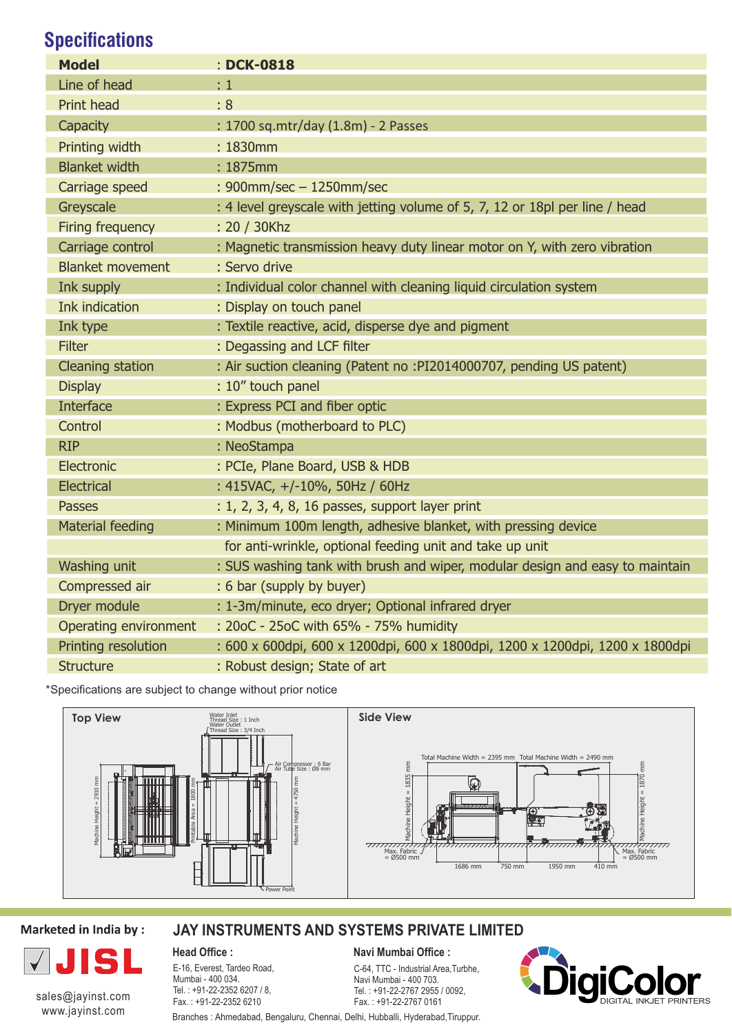## Specifications

| | |
|---|---|
| **Model** | : **DCK-0818** |
| Line of head | : 1 |
| Print head | : 8 |
| Capacity | : 1700 sq.mtr/day (1.8m) - 2 Passes |
| Printing width | : 1830mm |
| Blanket width | : 1875mm |
| Carriage speed | : 900mm/sec – 1250mm/sec |
| Greyscale | : 4 level greyscale with jetting volume of 5, 7, 12 or 18pl per line / head |
| Firing frequency | : 20 / 30Khz |
| Carriage control | : Magnetic transmission heavy duty linear motor on Y, with zero vibration |
| Blanket movement | : Servo drive |
| Ink supply | : Individual color channel with cleaning liquid circulation system |
| Ink indication | : Display on touch panel |
| Ink type | : Textile reactive, acid, disperse dye and pigment |
| Filter | : Degassing and LCF filter |
| Cleaning station | : Air suction cleaning (Patent no :PI2014000707, pending US patent) |
| Display | : 10" touch panel |
| Interface | : Express PCI and fiber optic |
| Control | : Modbus (motherboard to PLC) |
| RIP | : NeoStampa |
| Electronic | : PCIe, Plane Board, USB & HDB |
| Electrical | : 415VAC, +/-10%, 50Hz / 60Hz |
| Passes | : 1, 2, 3, 4, 8, 16 passes, support layer print |
| Material feeding | : Minimum 100m length, adhesive blanket, with pressing device for anti-wrinkle, optional feeding unit and take up unit |
| Washing unit | : SUS washing tank with brush and wiper, modular design and easy to maintain |
| Compressed air | : 6 bar (supply by buyer) |
| Dryer module | : 1-3m/minute, eco dryer; Optional infrared dryer |
| Operating environment | : 20oC - 25oC with 65% - 75% humidity |
| Printing resolution | : 600 x 600dpi, 600 x 1200dpi, 600 x 1800dpi, 1200 x 1200dpi, 1200 x 1800dpi |
| Structure | : Robust design; State of art |

*Specifications are subject to change without prior notice

**Top View**

Water Inlet
Thread Size : 1 Inch
Water Outlet
Thread Size : 3/4 Inch
Air Compressor : 6 Bar
Air Tube Size : Ø8 mm
Machine Height = 2910 mm
Printable Area = 1800 mm
Machine Height = 4750 mm
Power Point

**Side View**

Total Machine Width = 2395 mm
Total Machine Width = 2490 mm
Machine Height = 1835 mm
Machine Height = 1870 mm
Max. Fabric = Ø500 mm
Max. Fabric = Ø500 mm
1686 mm
750 mm
1950 mm
410 mm

Marketed in India by :

JISL

sales@jayinst.com
www.jayinst.com

### JAY INSTRUMENTS AND SYSTEMS PRIVATE LIMITED

**Head Office :**
E-16, Everest, Tardeo Road,
Mumbai - 400 034.
Tel. : +91-22-2352 6207 / 8,
Fax. : +91-22-2352 6210

**Navi Mumbai Office :**
C-64, TTC - Industrial Area,Turbhe,
Navi Mumbai - 400 703.
Tel. : +91-22-2767 2955 / 0092,
Fax. : +91-22-2767 0161

Branches : Ahmedabad, Bengaluru, Chennai, Delhi, Hubballi, Hyderabad,Tiruppur.

DigiColor
DIGITAL INKJET PRINTERS